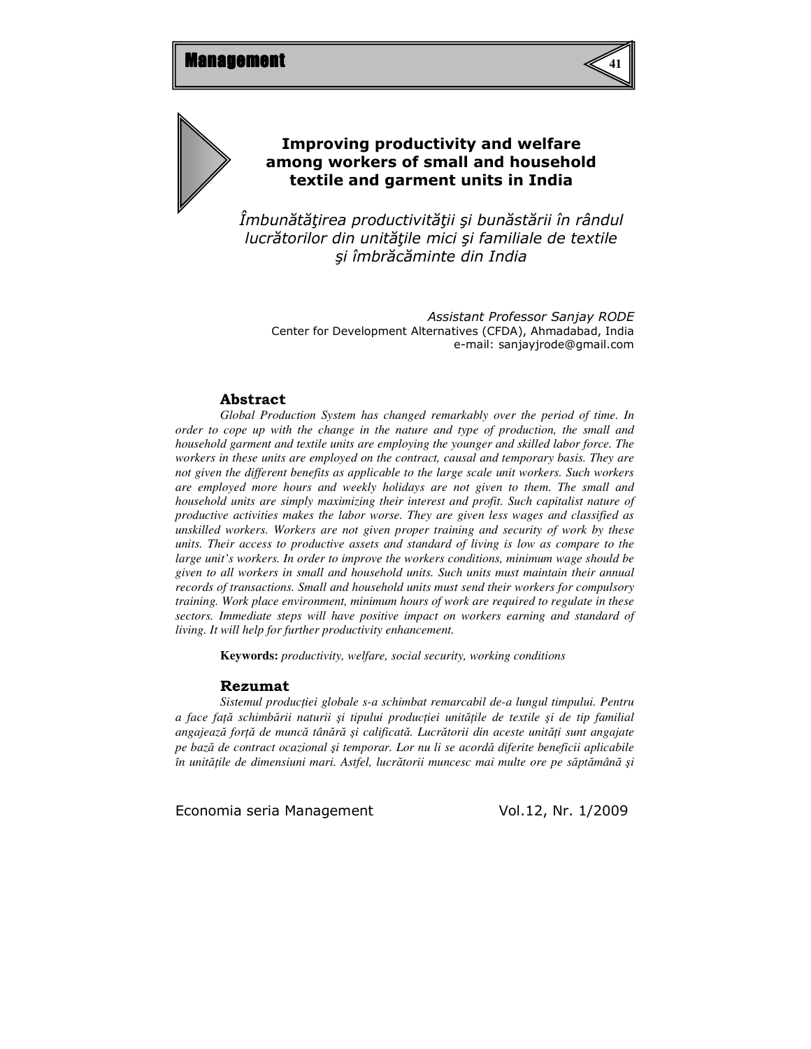# Improving productivity and welfare among workers of small and household textile and garment units in India

*Îmbunătăţirea productivităţii şi bunăstării în rândul lucrătorilor din unităţile mici şi familiale de textile şi îmbrăcăminte din India*

*Assistant Professor Sanjay RODE*
Center for Development Alternatives (CFDA), Ahmadabad, India
e-mail: sanjayjrode@gmail.com

## Abstract

*Global Production System has changed remarkably over the period of time. In order to cope up with the change in the nature and type of production, the small and household garment and textile units are employing the younger and skilled labor force. The workers in these units are employed on the contract, causal and temporary basis. They are not given the different benefits as applicable to the large scale unit workers. Such workers are employed more hours and weekly holidays are not given to them. The small and household units are simply maximizing their interest and profit. Such capitalist nature of productive activities makes the labor worse. They are given less wages and classified as unskilled workers. Workers are not given proper training and security of work by these units. Their access to productive assets and standard of living is low as compare to the large unit's workers. In order to improve the workers conditions, minimum wage should be given to all workers in small and household units. Such units must maintain their annual records of transactions. Small and household units must send their workers for compulsory training. Work place environment, minimum hours of work are required to regulate in these sectors. Immediate steps will have positive impact on workers earning and standard of living. It will help for further productivity enhancement.*

**Keywords:** *productivity, welfare, social security, working conditions*

## Rezumat

*Sistemul producţiei globale s-a schimbat remarcabil de-a lungul timpului. Pentru a face faţă schimbării naturii şi tipului producţiei unităţile de textile şi de tip familial angajează forţă de muncă tânără şi calificată. Lucrătorii din aceste unităţi sunt angajate pe bază de contract ocazional şi temporar. Lor nu li se acordă diferite beneficii aplicabile în unităţile de dimensiuni mari. Astfel, lucrătorii muncesc mai multe ore pe săptămână şi*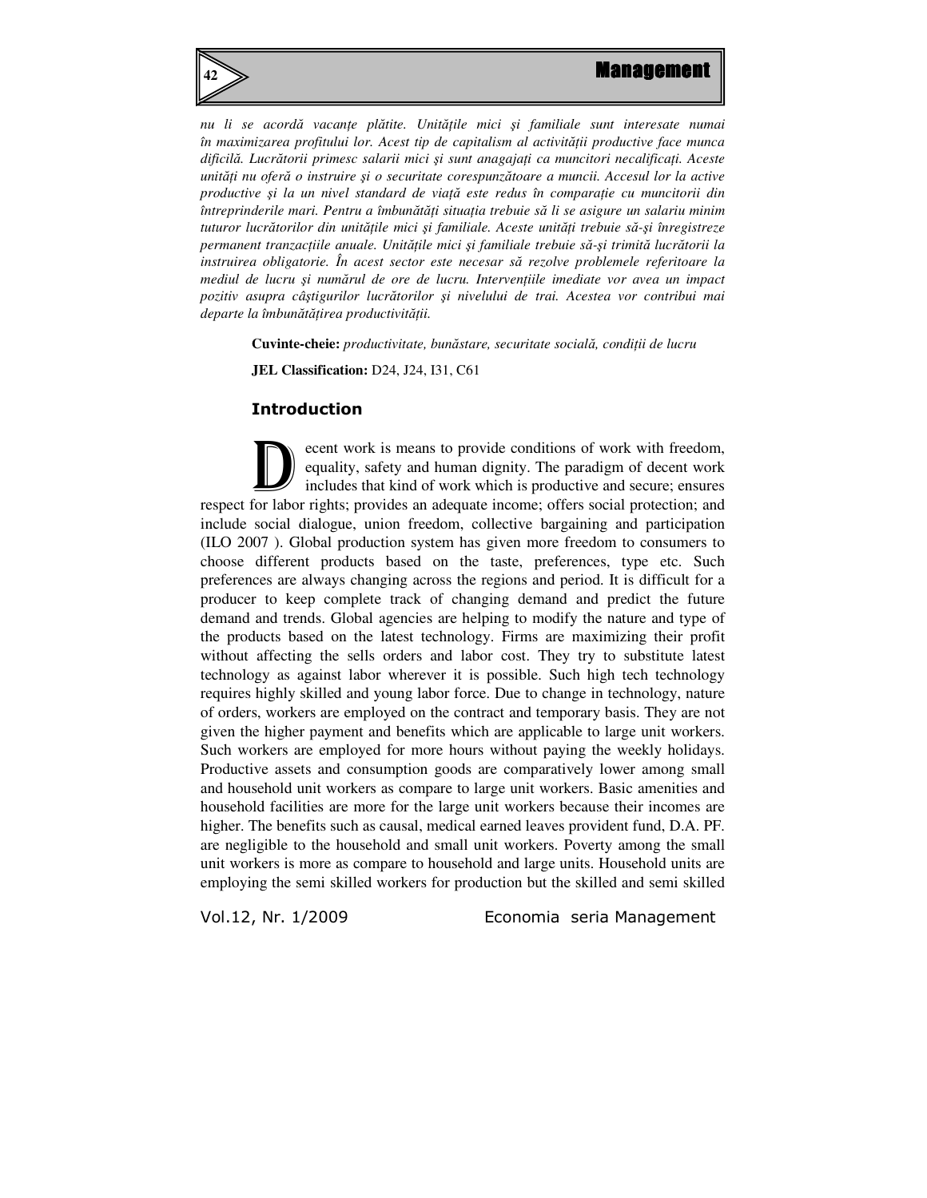*nu li se acordă vacanțe plătite. Unitățile mici și familiale sunt interesate numai în maximizarea profitului lor. Acest tip de capitalism al activității productive face munca dificilă. Lucrătorii primesc salarii mici și sunt anagajați ca muncitori necalificați. Aceste unități nu oferă o instruire și o securitate corespunzătoare a muncii. Accesul lor la active productive și la un nivel standard de viață este redus în comparație cu muncitorii din întreprinderile mari. Pentru a îmbunătăți situația trebuie să li se asigure un salariu minim tuturor lucrătorilor din unitățile mici și familiale. Aceste unități trebuie să-și înregistreze permanent tranzacțiile anuale. Unitățile mici și familiale trebuie să-și trimită lucrătorii la instruirea obligatorie. În acest sector este necesar să rezolve problemele referitoare la mediul de lucru și numărul de ore de lucru. Intervențiile imediate vor avea un impact pozitiv asupra câștigurilor lucrătorilor și nivelului de trai. Acestea vor contribui mai departe la îmbunătățirea productivității.*

**Cuvinte-cheie:** *productivitate, bunăstare, securitate socială, condiții de lucru*

**JEL Classification:** D24, J24, I31, C61

## Introduction

Decent work is means to provide conditions of work with freedom, equality, safety and human dignity. The paradigm of decent work includes that kind of work which is productive and secure; ensures respect for labor rights; provides an adequate income; offers social protection; and include social dialogue, union freedom, collective bargaining and participation (ILO 2007 ). Global production system has given more freedom to consumers to choose different products based on the taste, preferences, type etc. Such preferences are always changing across the regions and period. It is difficult for a producer to keep complete track of changing demand and predict the future demand and trends. Global agencies are helping to modify the nature and type of the products based on the latest technology. Firms are maximizing their profit without affecting the sells orders and labor cost. They try to substitute latest technology as against labor wherever it is possible. Such high tech technology requires highly skilled and young labor force. Due to change in technology, nature of orders, workers are employed on the contract and temporary basis. They are not given the higher payment and benefits which are applicable to large unit workers. Such workers are employed for more hours without paying the weekly holidays. Productive assets and consumption goods are comparatively lower among small and household unit workers as compare to large unit workers. Basic amenities and household facilities are more for the large unit workers because their incomes are higher. The benefits such as causal, medical earned leaves provident fund, D.A. PF. are negligible to the household and small unit workers. Poverty among the small unit workers is more as compare to household and large units. Household units are employing the semi skilled workers for production but the skilled and semi skilled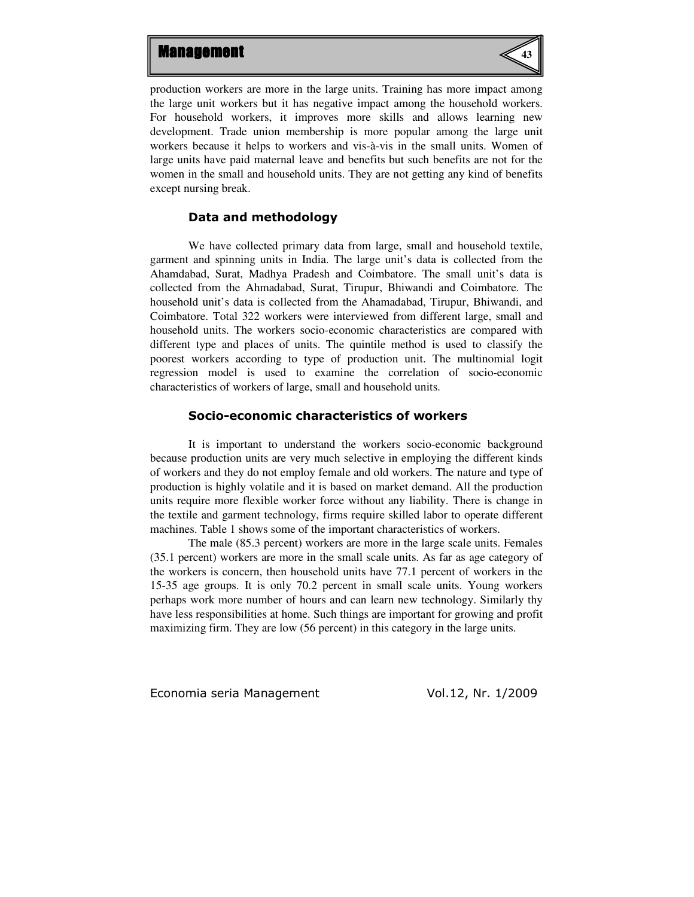production workers are more in the large units. Training has more impact among the large unit workers but it has negative impact among the household workers. For household workers, it improves more skills and allows learning new development. Trade union membership is more popular among the large unit workers because it helps to workers and vis-à-vis in the small units. Women of large units have paid maternal leave and benefits but such benefits are not for the women in the small and household units. They are not getting any kind of benefits except nursing break.

### Data and methodology

We have collected primary data from large, small and household textile, garment and spinning units in India. The large unit's data is collected from the Ahamdabad, Surat, Madhya Pradesh and Coimbatore. The small unit's data is collected from the Ahmadabad, Surat, Tirupur, Bhiwandi and Coimbatore. The household unit's data is collected from the Ahamadabad, Tirupur, Bhiwandi, and Coimbatore. Total 322 workers were interviewed from different large, small and household units. The workers socio-economic characteristics are compared with different type and places of units. The quintile method is used to classify the poorest workers according to type of production unit. The multinomial logit regression model is used to examine the correlation of socio-economic characteristics of workers of large, small and household units.

### Socio-economic characteristics of workers

It is important to understand the workers socio-economic background because production units are very much selective in employing the different kinds of workers and they do not employ female and old workers. The nature and type of production is highly volatile and it is based on market demand. All the production units require more flexible worker force without any liability. There is change in the textile and garment technology, firms require skilled labor to operate different machines. Table 1 shows some of the important characteristics of workers.

The male (85.3 percent) workers are more in the large scale units. Females (35.1 percent) workers are more in the small scale units. As far as age category of the workers is concern, then household units have 77.1 percent of workers in the 15-35 age groups. It is only 70.2 percent in small scale units. Young workers perhaps work more number of hours and can learn new technology. Similarly thy have less responsibilities at home. Such things are important for growing and profit maximizing firm. They are low (56 percent) in this category in the large units.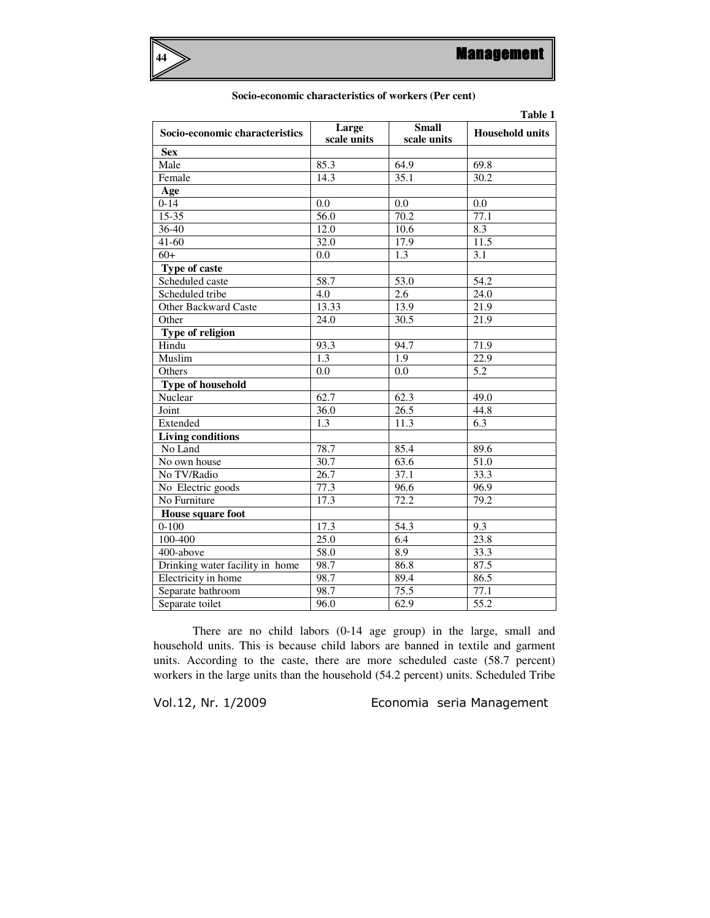**Socio-economic characteristics of workers (Per cent)**

**Table 1**

| Socio-economic characteristics | Large scale units | Small scale units | Household units |
|---|---|---|---|
| **Sex** | | | |
| Male | 85.3 | 64.9 | 69.8 |
| Female | 14.3 | 35.1 | 30.2 |
| **Age** | | | |
| 0-14 | 0.0 | 0.0 | 0.0 |
| 15-35 | 56.0 | 70.2 | 77.1 |
| 36-40 | 12.0 | 10.6 | 8.3 |
| 41-60 | 32.0 | 17.9 | 11.5 |
| 60+ | 0.0 | 1.3 | 3.1 |
| **Type of caste** | | | |
| Scheduled caste | 58.7 | 53.0 | 54.2 |
| Scheduled tribe | 4.0 | 2.6 | 24.0 |
| Other Backward Caste | 13.33 | 13.9 | 21.9 |
| Other | 24.0 | 30.5 | 21.9 |
| **Type of religion** | | | |
| Hindu | 93.3 | 94.7 | 71.9 |
| Muslim | 1.3 | 1.9 | 22.9 |
| Others | 0.0 | 0.0 | 5.2 |
| **Type of household** | | | |
| Nuclear | 62.7 | 62.3 | 49.0 |
| Joint | 36.0 | 26.5 | 44.8 |
| Extended | 1.3 | 11.3 | 6.3 |
| **Living conditions** | | | |
| No Land | 78.7 | 85.4 | 89.6 |
| No own house | 30.7 | 63.6 | 51.0 |
| No TV/Radio | 26.7 | 37.1 | 33.3 |
| No Electric goods | 77.3 | 96.6 | 96.9 |
| No Furniture | 17.3 | 72.2 | 79.2 |
| **House square foot** | | | |
| 0-100 | 17.3 | 54.3 | 9.3 |
| 100-400 | 25.0 | 6.4 | 23.8 |
| 400-above | 58.0 | 8.9 | 33.3 |
| Drinking water facility in home | 98.7 | 86.8 | 87.5 |
| Electricity in home | 98.7 | 89.4 | 86.5 |
| Separate bathroom | 98.7 | 75.5 | 77.1 |
| Separate toilet | 96.0 | 62.9 | 55.2 |

There are no child labors (0-14 age group) in the large, small and household units. This is because child labors are banned in textile and garment units. According to the caste, there are more scheduled caste (58.7 percent) workers in the large units than the household (54.2 percent) units. Scheduled Tribe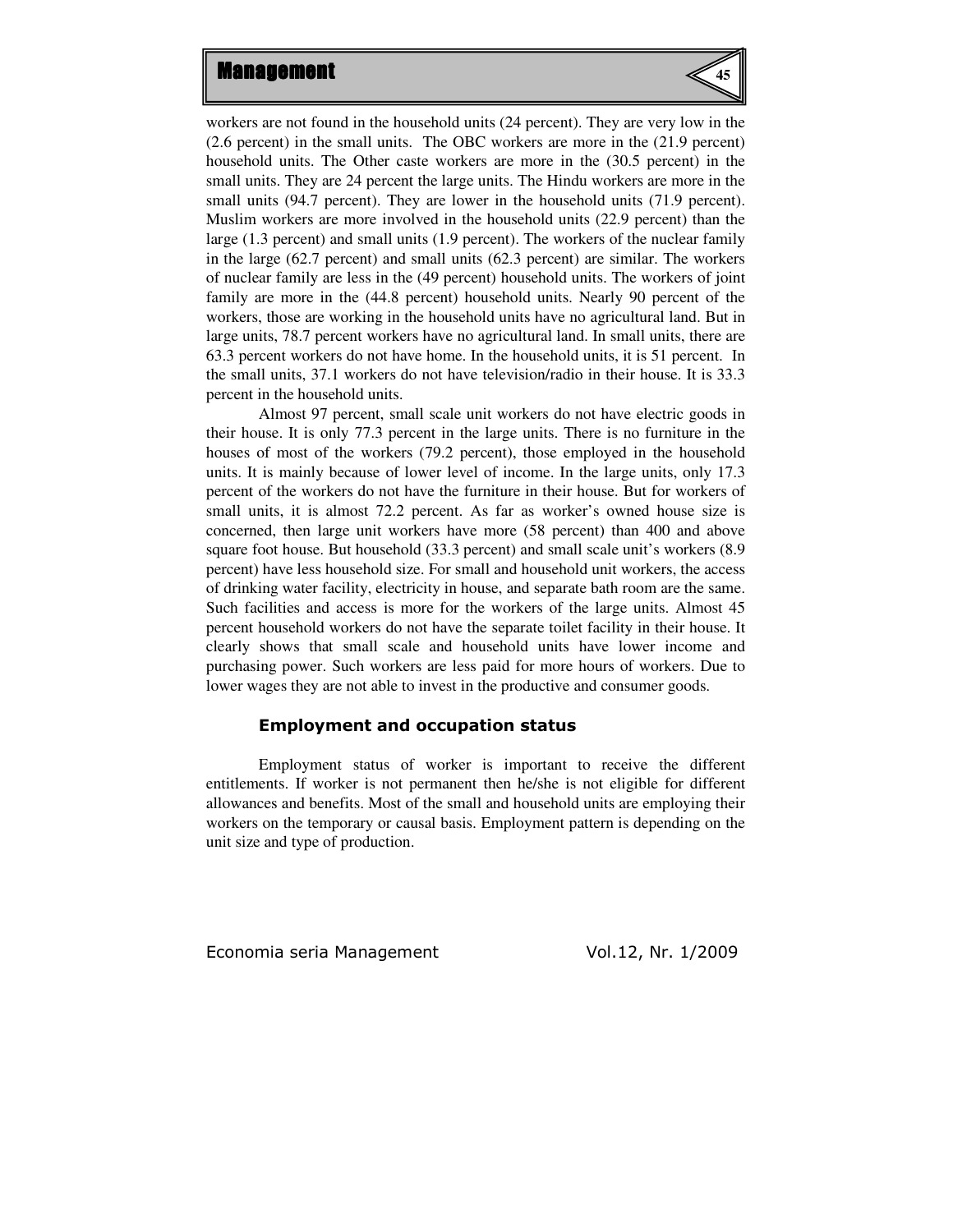workers are not found in the household units (24 percent). They are very low in the (2.6 percent) in the small units. The OBC workers are more in the (21.9 percent) household units. The Other caste workers are more in the (30.5 percent) in the small units. They are 24 percent the large units. The Hindu workers are more in the small units (94.7 percent). They are lower in the household units (71.9 percent). Muslim workers are more involved in the household units (22.9 percent) than the large (1.3 percent) and small units (1.9 percent). The workers of the nuclear family in the large (62.7 percent) and small units (62.3 percent) are similar. The workers of nuclear family are less in the (49 percent) household units. The workers of joint family are more in the (44.8 percent) household units. Nearly 90 percent of the workers, those are working in the household units have no agricultural land. But in large units, 78.7 percent workers have no agricultural land. In small units, there are 63.3 percent workers do not have home. In the household units, it is 51 percent. In the small units, 37.1 workers do not have television/radio in their house. It is 33.3 percent in the household units.

Almost 97 percent, small scale unit workers do not have electric goods in their house. It is only 77.3 percent in the large units. There is no furniture in the houses of most of the workers (79.2 percent), those employed in the household units. It is mainly because of lower level of income. In the large units, only 17.3 percent of the workers do not have the furniture in their house. But for workers of small units, it is almost 72.2 percent. As far as worker's owned house size is concerned, then large unit workers have more (58 percent) than 400 and above square foot house. But household (33.3 percent) and small scale unit's workers (8.9 percent) have less household size. For small and household unit workers, the access of drinking water facility, electricity in house, and separate bath room are the same. Such facilities and access is more for the workers of the large units. Almost 45 percent household workers do not have the separate toilet facility in their house. It clearly shows that small scale and household units have lower income and purchasing power. Such workers are less paid for more hours of workers. Due to lower wages they are not able to invest in the productive and consumer goods.

### Employment and occupation status

Employment status of worker is important to receive the different entitlements. If worker is not permanent then he/she is not eligible for different allowances and benefits. Most of the small and household units are employing their workers on the temporary or causal basis. Employment pattern is depending on the unit size and type of production.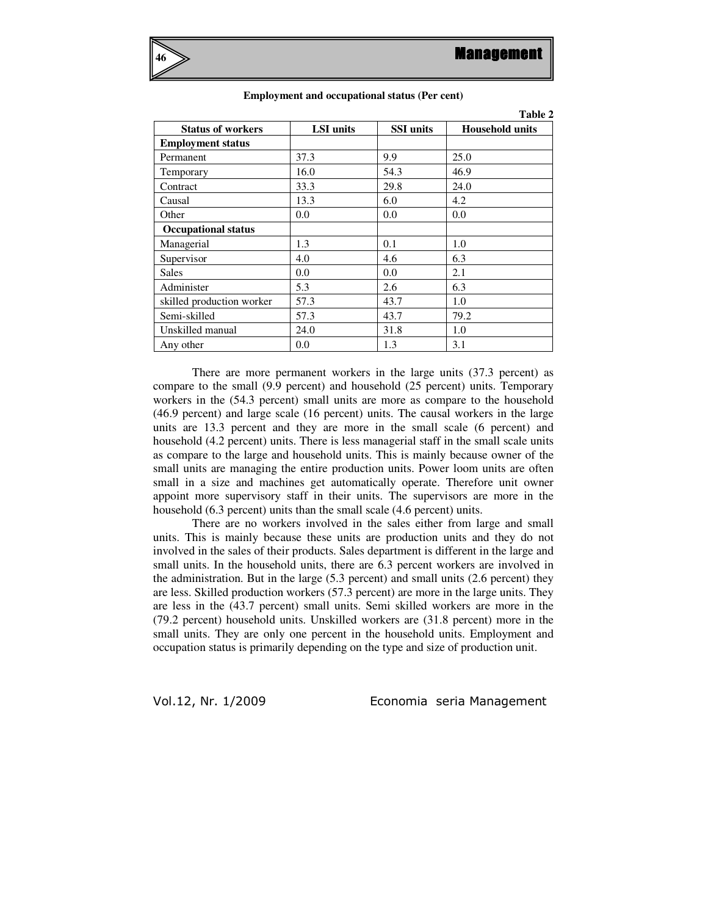**Employment and occupational status (Per cent)**

**Table 2**

| Status of workers | LSI units | SSI units | Household units |
|---|---|---|---|
| **Employment status** | | | |
| Permanent | 37.3 | 9.9 | 25.0 |
| Temporary | 16.0 | 54.3 | 46.9 |
| Contract | 33.3 | 29.8 | 24.0 |
| Causal | 13.3 | 6.0 | 4.2 |
| Other | 0.0 | 0.0 | 0.0 |
| **Occupational status** | | | |
| Managerial | 1.3 | 0.1 | 1.0 |
| Supervisor | 4.0 | 4.6 | 6.3 |
| Sales | 0.0 | 0.0 | 2.1 |
| Administer | 5.3 | 2.6 | 6.3 |
| skilled production worker | 57.3 | 43.7 | 1.0 |
| Semi-skilled | 57.3 | 43.7 | 79.2 |
| Unskilled manual | 24.0 | 31.8 | 1.0 |
| Any other | 0.0 | 1.3 | 3.1 |

There are more permanent workers in the large units (37.3 percent) as compare to the small (9.9 percent) and household (25 percent) units. Temporary workers in the (54.3 percent) small units are more as compare to the household (46.9 percent) and large scale (16 percent) units. The causal workers in the large units are 13.3 percent and they are more in the small scale (6 percent) and household (4.2 percent) units. There is less managerial staff in the small scale units as compare to the large and household units. This is mainly because owner of the small units are managing the entire production units. Power loom units are often small in a size and machines get automatically operate. Therefore unit owner appoint more supervisory staff in their units. The supervisors are more in the household (6.3 percent) units than the small scale (4.6 percent) units.

There are no workers involved in the sales either from large and small units. This is mainly because these units are production units and they do not involved in the sales of their products. Sales department is different in the large and small units. In the household units, there are 6.3 percent workers are involved in the administration. But in the large (5.3 percent) and small units (2.6 percent) they are less. Skilled production workers (57.3 percent) are more in the large units. They are less in the (43.7 percent) small units. Semi skilled workers are more in the (79.2 percent) household units. Unskilled workers are (31.8 percent) more in the small units. They are only one percent in the household units. Employment and occupation status is primarily depending on the type and size of production unit.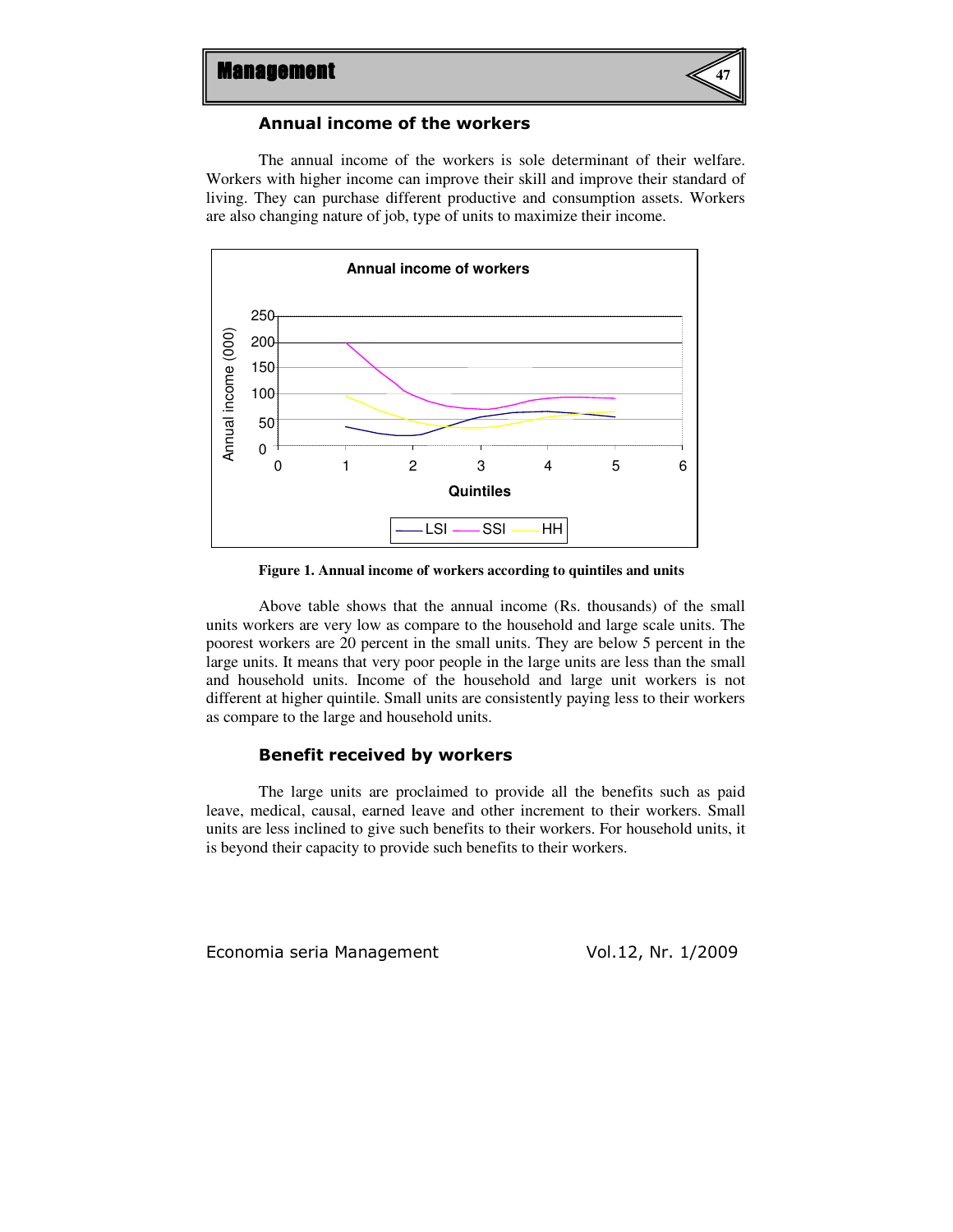### Annual income of the workers

The annual income of the workers is sole determinant of their welfare. Workers with higher income can improve their skill and improve their standard of living. They can purchase different productive and consumption assets. Workers are also changing nature of job, type of units to maximize their income.

**Figure 1. Annual income of workers according to quintiles and units**

Above table shows that the annual income (Rs. thousands) of the small units workers are very low as compare to the household and large scale units. The poorest workers are 20 percent in the small units. They are below 5 percent in the large units. It means that very poor people in the large units are less than the small and household units. Income of the household and large unit workers is not different at higher quintile. Small units are consistently paying less to their workers as compare to the large and household units.

### Benefit received by workers

The large units are proclaimed to provide all the benefits such as paid leave, medical, causal, earned leave and other increment to their workers. Small units are less inclined to give such benefits to their workers. For household units, it is beyond their capacity to provide such benefits to their workers.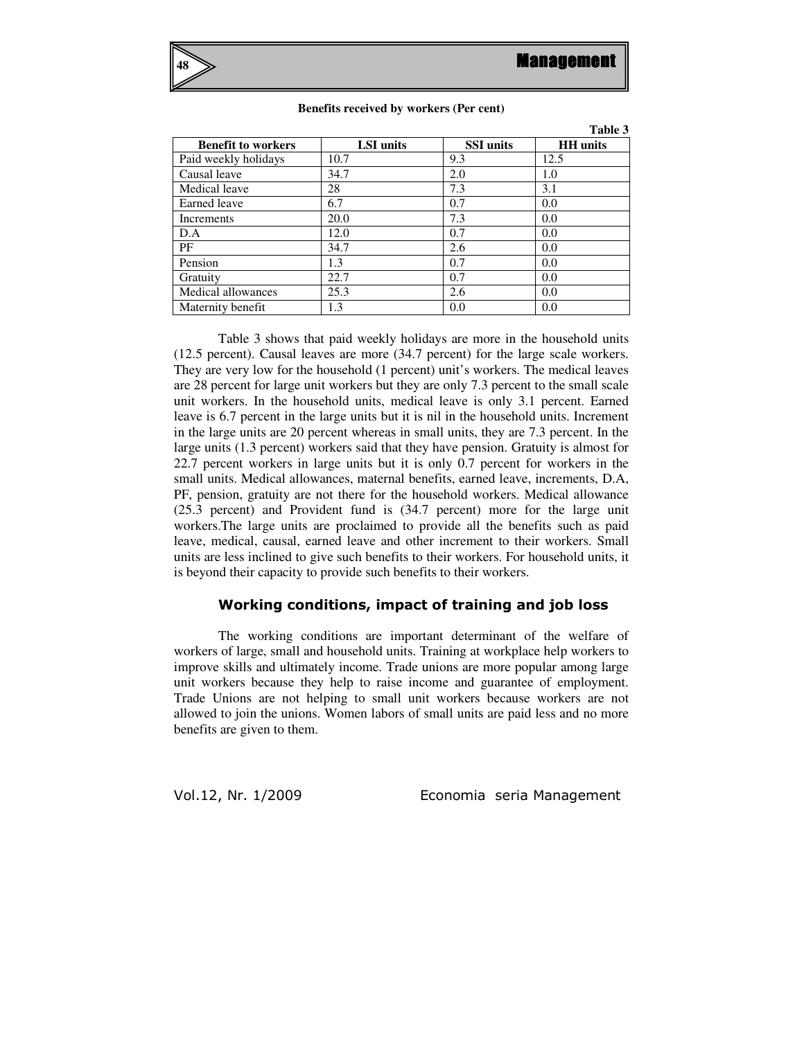**Benefits received by workers (Per cent)**

**Table 3**

| Benefit to workers | LSI units | SSI units | HH units |
|---|---|---|---|
| Paid weekly holidays | 10.7 | 9.3 | 12.5 |
| Causal leave | 34.7 | 2.0 | 1.0 |
| Medical leave | 28 | 7.3 | 3.1 |
| Earned leave | 6.7 | 0.7 | 0.0 |
| Increments | 20.0 | 7.3 | 0.0 |
| D.A | 12.0 | 0.7 | 0.0 |
| PF | 34.7 | 2.6 | 0.0 |
| Pension | 1.3 | 0.7 | 0.0 |
| Gratuity | 22.7 | 0.7 | 0.0 |
| Medical allowances | 25.3 | 2.6 | 0.0 |
| Maternity benefit | 1.3 | 0.0 | 0.0 |

Table 3 shows that paid weekly holidays are more in the household units (12.5 percent). Causal leaves are more (34.7 percent) for the large scale workers. They are very low for the household (1 percent) unit's workers. The medical leaves are 28 percent for large unit workers but they are only 7.3 percent to the small scale unit workers. In the household units, medical leave is only 3.1 percent. Earned leave is 6.7 percent in the large units but it is nil in the household units. Increment in the large units are 20 percent whereas in small units, they are 7.3 percent. In the large units (1.3 percent) workers said that they have pension. Gratuity is almost for 22.7 percent workers in large units but it is only 0.7 percent for workers in the small units. Medical allowances, maternal benefits, earned leave, increments, D.A, PF, pension, gratuity are not there for the household workers. Medical allowance (25.3 percent) and Provident fund is (34.7 percent) more for the large unit workers.The large units are proclaimed to provide all the benefits such as paid leave, medical, causal, earned leave and other increment to their workers. Small units are less inclined to give such benefits to their workers. For household units, it is beyond their capacity to provide such benefits to their workers.

## Working conditions, impact of training and job loss

The working conditions are important determinant of the welfare of workers of large, small and household units. Training at workplace help workers to improve skills and ultimately income. Trade unions are more popular among large unit workers because they help to raise income and guarantee of employment. Trade Unions are not helping to small unit workers because workers are not allowed to join the unions. Women labors of small units are paid less and no more benefits are given to them.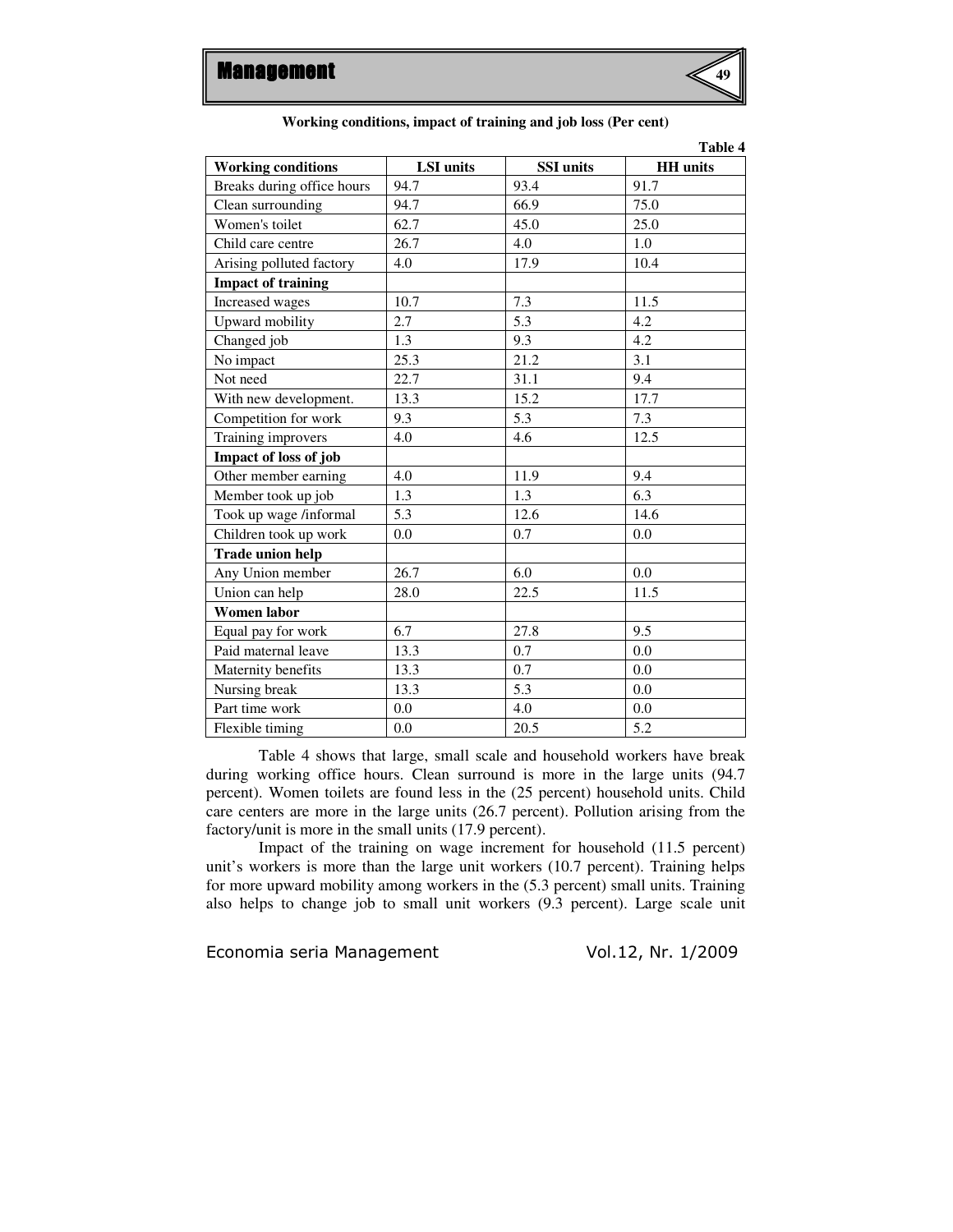**Working conditions, impact of training and job loss (Per cent)**

Table 4

| Working conditions | LSI units | SSI units | HH units |
|---|---|---|---|
| Breaks during office hours | 94.7 | 93.4 | 91.7 |
| Clean surrounding | 94.7 | 66.9 | 75.0 |
| Women's toilet | 62.7 | 45.0 | 25.0 |
| Child care centre | 26.7 | 4.0 | 1.0 |
| Arising polluted factory | 4.0 | 17.9 | 10.4 |
| **Impact of training** | | | |
| Increased wages | 10.7 | 7.3 | 11.5 |
| Upward mobility | 2.7 | 5.3 | 4.2 |
| Changed job | 1.3 | 9.3 | 4.2 |
| No impact | 25.3 | 21.2 | 3.1 |
| Not need | 22.7 | 31.1 | 9.4 |
| With new development. | 13.3 | 15.2 | 17.7 |
| Competition for work | 9.3 | 5.3 | 7.3 |
| Training improvers | 4.0 | 4.6 | 12.5 |
| **Impact of loss of job** | | | |
| Other member earning | 4.0 | 11.9 | 9.4 |
| Member took up job | 1.3 | 1.3 | 6.3 |
| Took up wage /informal | 5.3 | 12.6 | 14.6 |
| Children took up work | 0.0 | 0.7 | 0.0 |
| **Trade union help** | | | |
| Any Union member | 26.7 | 6.0 | 0.0 |
| Union can help | 28.0 | 22.5 | 11.5 |
| **Women labor** | | | |
| Equal pay for work | 6.7 | 27.8 | 9.5 |
| Paid maternal leave | 13.3 | 0.7 | 0.0 |
| Maternity benefits | 13.3 | 0.7 | 0.0 |
| Nursing break | 13.3 | 5.3 | 0.0 |
| Part time work | 0.0 | 4.0 | 0.0 |
| Flexible timing | 0.0 | 20.5 | 5.2 |

Table 4 shows that large, small scale and household workers have break during working office hours. Clean surround is more in the large units (94.7 percent). Women toilets are found less in the (25 percent) household units. Child care centers are more in the large units (26.7 percent). Pollution arising from the factory/unit is more in the small units (17.9 percent).

Impact of the training on wage increment for household (11.5 percent) unit's workers is more than the large unit workers (10.7 percent). Training helps for more upward mobility among workers in the (5.3 percent) small units. Training also helps to change job to small unit workers (9.3 percent). Large scale unit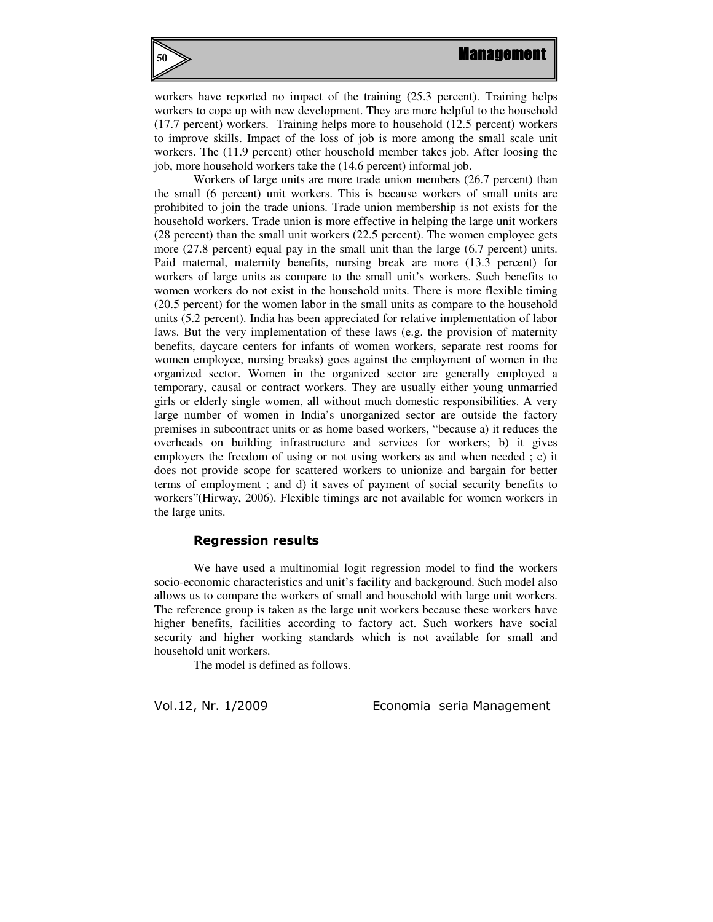workers have reported no impact of the training (25.3 percent). Training helps workers to cope up with new development. They are more helpful to the household (17.7 percent) workers. Training helps more to household (12.5 percent) workers to improve skills. Impact of the loss of job is more among the small scale unit workers. The (11.9 percent) other household member takes job. After loosing the job, more household workers take the (14.6 percent) informal job.

Workers of large units are more trade union members (26.7 percent) than the small (6 percent) unit workers. This is because workers of small units are prohibited to join the trade unions. Trade union membership is not exists for the household workers. Trade union is more effective in helping the large unit workers (28 percent) than the small unit workers (22.5 percent). The women employee gets more (27.8 percent) equal pay in the small unit than the large (6.7 percent) units. Paid maternal, maternity benefits, nursing break are more (13.3 percent) for workers of large units as compare to the small unit's workers. Such benefits to women workers do not exist in the household units. There is more flexible timing (20.5 percent) for the women labor in the small units as compare to the household units (5.2 percent). India has been appreciated for relative implementation of labor laws. But the very implementation of these laws (e.g. the provision of maternity benefits, daycare centers for infants of women workers, separate rest rooms for women employee, nursing breaks) goes against the employment of women in the organized sector. Women in the organized sector are generally employed a temporary, causal or contract workers. They are usually either young unmarried girls or elderly single women, all without much domestic responsibilities. A very large number of women in India's unorganized sector are outside the factory premises in subcontract units or as home based workers, "because a) it reduces the overheads on building infrastructure and services for workers; b) it gives employers the freedom of using or not using workers as and when needed ; c) it does not provide scope for scattered workers to unionize and bargain for better terms of employment ; and d) it saves of payment of social security benefits to workers"(Hirway, 2006). Flexible timings are not available for women workers in the large units.

## Regression results

We have used a multinomial logit regression model to find the workers socio-economic characteristics and unit's facility and background. Such model also allows us to compare the workers of small and household with large unit workers. The reference group is taken as the large unit workers because these workers have higher benefits, facilities according to factory act. Such workers have social security and higher working standards which is not available for small and household unit workers.

The model is defined as follows.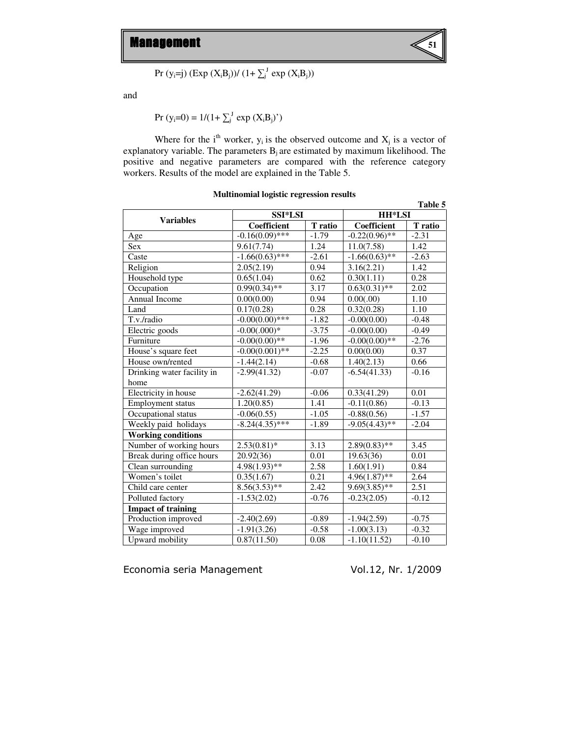$$\Pr(y_i=j)\ (\text{Exp}(X_iB_j))/\ (1+\textstyle\sum_j^J \exp(X_iB_j))$$

and

$$\Pr(y_i=0) = 1/(1+\textstyle\sum_j^J \exp(X_iB_j)')$$

Where for the i[th] worker, $y_i$ is the observed outcome and $X_j$ is a vector of explanatory variable. The parameters $B_j$ are estimated by maximum likelihood. The positive and negative parameters are compared with the reference category workers. Results of the model are explained in the Table 5.

**Multinomial logistic regression results**

**Table 5**

| Variables | SSI*LSI | | HH*LSI | |
|---|---|---|---|---|
| | **Coefficient** | **T ratio** | **Coefficient** | **T ratio** |
| Age | -0.16(0.09)*** | -1.79 | -0.22(0.96)** | -2.31 |
| Sex | 9.61(7.74) | 1.24 | 11.0(7.58) | 1.42 |
| Caste | -1.66(0.63)*** | -2.61 | -1.66(0.63)** | -2.63 |
| Religion | 2.05(2.19) | 0.94 | 3.16(2.21) | 1.42 |
| Household type | 0.65(1.04) | 0.62 | 0.30(1.11) | 0.28 |
| Occupation | 0.99(0.34)** | 3.17 | 0.63(0.31)** | 2.02 |
| Annual Income | 0.00(0.00) | 0.94 | 0.00(.00) | 1.10 |
| Land | 0.17(0.28) | 0.28 | 0.32(0.28) | 1.10 |
| T.v./radio | -0.00(0.00)*** | -1.82 | -0.00(0.00) | -0.48 |
| Electric goods | -0.00(.000)* | -3.75 | -0.00(0.00) | -0.49 |
| Furniture | -0.00(0.00)** | -1.96 | -0.00(0.00)** | -2.76 |
| House's square feet | -0.00(0.001)** | -2.25 | 0.00(0.00) | 0.37 |
| House own/rented | -1.44(2.14) | -0.68 | 1.40(2.13) | 0.66 |
| Drinking water facility in home | -2.99(41.32) | -0.07 | -6.54(41.33) | -0.16 |
| Electricity in house | -2.62(41.29) | -0.06 | 0.33(41.29) | 0.01 |
| Employment status | 1.20(0.85) | 1.41 | -0.11(0.86) | -0.13 |
| Occupational status | -0.06(0.55) | -1.05 | -0.88(0.56) | -1.57 |
| Weekly paid holidays | -8.24(4.35)*** | -1.89 | -9.05(4.43)** | -2.04 |
| **Working conditions** | | | | |
| Number of working hours | 2.53(0.81)* | 3.13 | 2.89(0.83)** | 3.45 |
| Break during office hours | 20.92(36) | 0.01 | 19.63(36) | 0.01 |
| Clean surrounding | 4.98(1.93)** | 2.58 | 1.60(1.91) | 0.84 |
| Women's toilet | 0.35(1.67) | 0.21 | 4.96(1.87)** | 2.64 |
| Child care center | 8.56(3.53)** | 2.42 | 9.69(3.85)** | 2.51 |
| Polluted factory | -1.53(2.02) | -0.76 | -0.23(2.05) | -0.12 |
| **Impact of training** | | | | |
| Production improved | -2.40(2.69) | -0.89 | -1.94(2.59) | -0.75 |
| Wage improved | -1.91(3.26) | -0.58 | -1.00(3.13) | -0.32 |
| Upward mobility | 0.87(11.50) | 0.08 | -1.10(11.52) | -0.10 |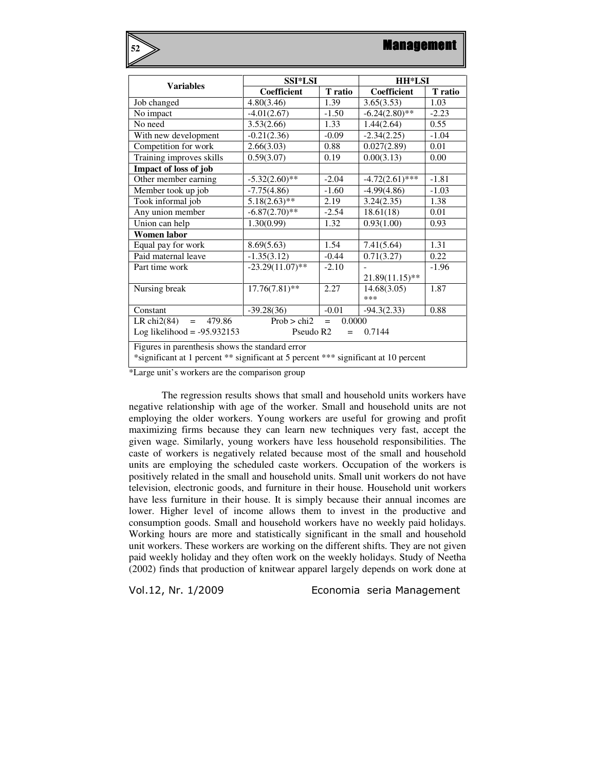| Variables | SSI*LSI | | HH*LSI | |
|---|---|---|---|---|
| | Coefficient | T ratio | Coefficient | T ratio |
| Job changed | 4.80(3.46) | 1.39 | 3.65(3.53) | 1.03 |
| No impact | -4.01(2.67) | -1.50 | -6.24(2.80)** | -2.23 |
| No need | 3.53(2.66) | 1.33 | 1.44(2.64) | 0.55 |
| With new development | -0.21(2.36) | -0.09 | -2.34(2.25) | -1.04 |
| Competition for work | 2.66(3.03) | 0.88 | 0.027(2.89) | 0.01 |
| Training improves skills | 0.59(3.07) | 0.19 | 0.00(3.13) | 0.00 |
| **Impact of loss of job** | | | | |
| Other member earning | -5.32(2.60)** | -2.04 | -4.72(2.61)*** | -1.81 |
| Member took up job | -7.75(4.86) | -1.60 | -4.99(4.86) | -1.03 |
| Took informal job | 5.18(2.63)** | 2.19 | 3.24(2.35) | 1.38 |
| Any union member | -6.87(2.70)** | -2.54 | 18.61(18) | 0.01 |
| Union can help | 1.30(0.99) | 1.32 | 0.93(1.00) | 0.93 |
| **Women labor** | | | | |
| Equal pay for work | 8.69(5.63) | 1.54 | 7.41(5.64) | 1.31 |
| Paid maternal leave | -1.35(3.12) | -0.44 | 0.71(3.27) | 0.22 |
| Part time work | -23.29(11.07)** | -2.10 | -21.89(11.15)** | -1.96 |
| Nursing break | 17.76(7.81)** | 2.27 | 14.68(3.05)*** | 1.87 |
| Constant | -39.28(36) | -0.01 | -94.3(2.33) | 0.88 |
| LR chi2(84) = 479.86 | Prob > chi2 = 0.0000 | | | |
| Log likelihood = -95.932153 | Pseudo R2 = 0.7144 | | | |
| Figures in parenthesis shows the standard error | | | | |
| *significant at 1 percent ** significant at 5 percent *** significant at 10 percent | | | | |

*Large unit's workers are the comparison group

The regression results shows that small and household units workers have negative relationship with age of the worker. Small and household units are not employing the older workers. Young workers are useful for growing and profit maximizing firms because they can learn new techniques very fast, accept the given wage. Similarly, young workers have less household responsibilities. The caste of workers is negatively related because most of the small and household units are employing the scheduled caste workers. Occupation of the workers is positively related in the small and household units. Small unit workers do not have television, electronic goods, and furniture in their house. Household unit workers have less furniture in their house. It is simply because their annual incomes are lower. Higher level of income allows them to invest in the productive and consumption goods. Small and household workers have no weekly paid holidays. Working hours are more and statistically significant in the small and household unit workers. These workers are working on the different shifts. They are not given paid weekly holiday and they often work on the weekly holidays. Study of Neetha (2002) finds that production of knitwear apparel largely depends on work done at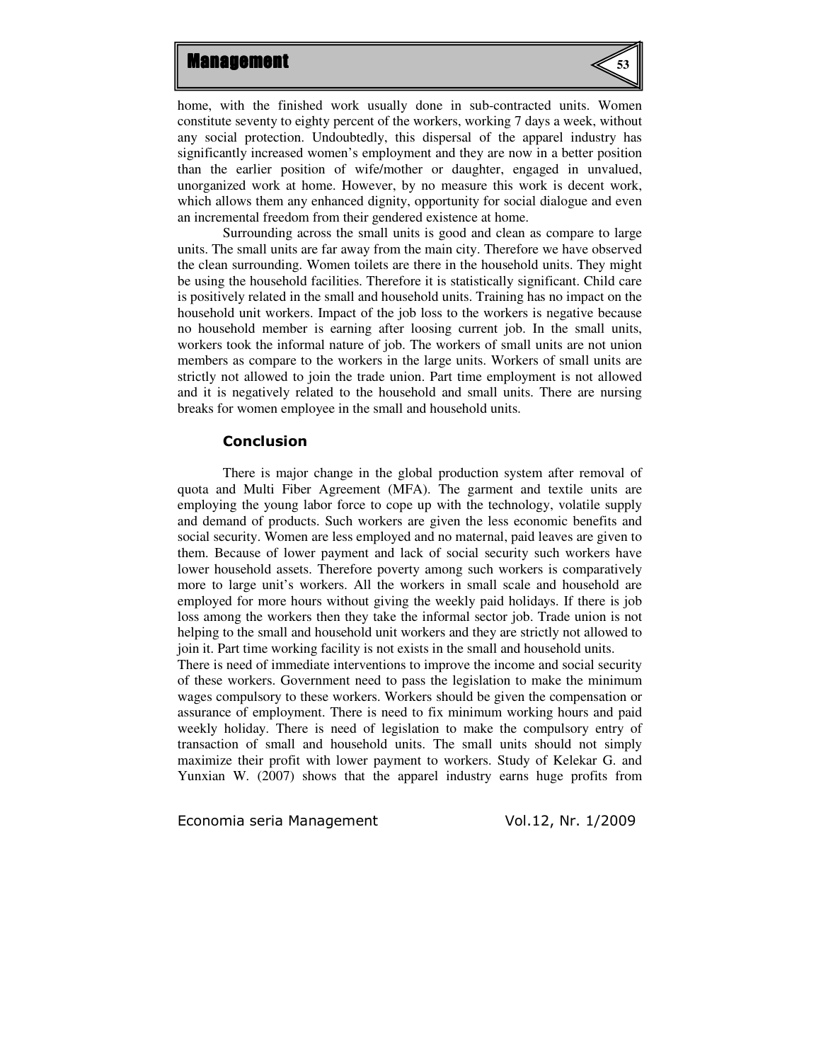home, with the finished work usually done in sub-contracted units. Women constitute seventy to eighty percent of the workers, working 7 days a week, without any social protection. Undoubtedly, this dispersal of the apparel industry has significantly increased women's employment and they are now in a better position than the earlier position of wife/mother or daughter, engaged in unvalued, unorganized work at home. However, by no measure this work is decent work, which allows them any enhanced dignity, opportunity for social dialogue and even an incremental freedom from their gendered existence at home.

Surrounding across the small units is good and clean as compare to large units. The small units are far away from the main city. Therefore we have observed the clean surrounding. Women toilets are there in the household units. They might be using the household facilities. Therefore it is statistically significant. Child care is positively related in the small and household units. Training has no impact on the household unit workers. Impact of the job loss to the workers is negative because no household member is earning after loosing current job. In the small units, workers took the informal nature of job. The workers of small units are not union members as compare to the workers in the large units. Workers of small units are strictly not allowed to join the trade union. Part time employment is not allowed and it is negatively related to the household and small units. There are nursing breaks for women employee in the small and household units.

## Conclusion

There is major change in the global production system after removal of quota and Multi Fiber Agreement (MFA). The garment and textile units are employing the young labor force to cope up with the technology, volatile supply and demand of products. Such workers are given the less economic benefits and social security. Women are less employed and no maternal, paid leaves are given to them. Because of lower payment and lack of social security such workers have lower household assets. Therefore poverty among such workers is comparatively more to large unit's workers. All the workers in small scale and household are employed for more hours without giving the weekly paid holidays. If there is job loss among the workers then they take the informal sector job. Trade union is not helping to the small and household unit workers and they are strictly not allowed to join it. Part time working facility is not exists in the small and household units.

There is need of immediate interventions to improve the income and social security of these workers. Government need to pass the legislation to make the minimum wages compulsory to these workers. Workers should be given the compensation or assurance of employment. There is need to fix minimum working hours and paid weekly holiday. There is need of legislation to make the compulsory entry of transaction of small and household units. The small units should not simply maximize their profit with lower payment to workers. Study of Kelekar G. and Yunxian W. (2007) shows that the apparel industry earns huge profits from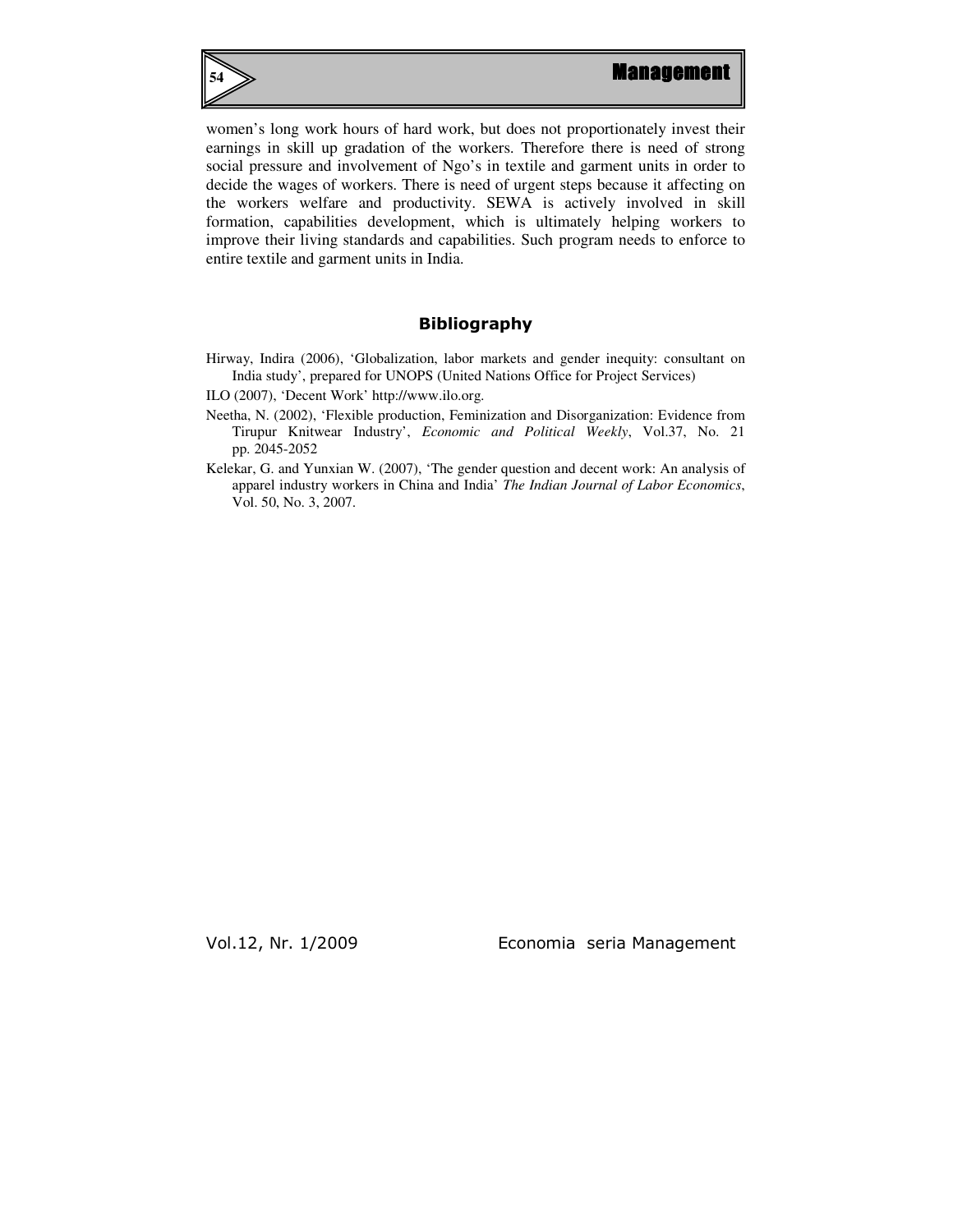women's long work hours of hard work, but does not proportionately invest their earnings in skill up gradation of the workers. Therefore there is need of strong social pressure and involvement of Ngo's in textile and garment units in order to decide the wages of workers. There is need of urgent steps because it affecting on the workers welfare and productivity. SEWA is actively involved in skill formation, capabilities development, which is ultimately helping workers to improve their living standards and capabilities. Such program needs to enforce to entire textile and garment units in India.

## Bibliography

Hirway, Indira (2006), 'Globalization, labor markets and gender inequity: consultant on India study', prepared for UNOPS (United Nations Office for Project Services)

ILO (2007), 'Decent Work' http://www.ilo.org.

Neetha, N. (2002), 'Flexible production, Feminization and Disorganization: Evidence from Tirupur Knitwear Industry', *Economic and Political Weekly*, Vol.37, No. 21 pp. 2045-2052

Kelekar, G. and Yunxian W. (2007), 'The gender question and decent work: An analysis of apparel industry workers in China and India' *The Indian Journal of Labor Economics*, Vol. 50, No. 3, 2007.